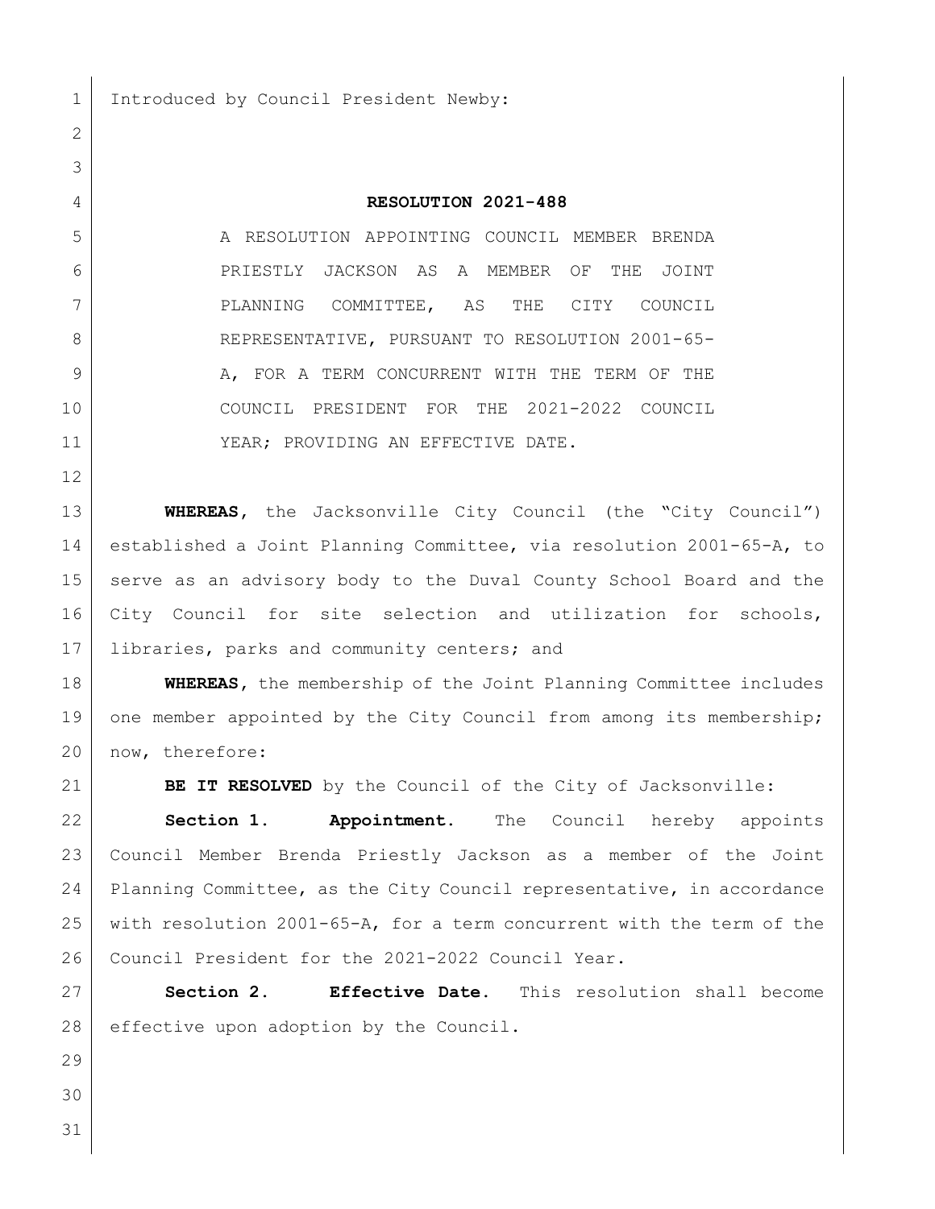Introduced by Council President Newby:

# RESOLUTION 2021-488

A RESOLUTION APPOINTING COUNCIL MEMBER BRENDA PRIESTLY JACKSON AS A MEMBER OF THE JOINT PLANNING COMMITTEE, AS THE CITY COUNCIL REPRESENTATIVE, PURSUANT TO RESOLUTION 2001-65-A, FOR A TERM CONCURRENT WITH THE TERM OF THE COUNCIL PRESIDENT FOR THE 2021-2022 COUNCIL YEAR; PROVIDING AN EFFECTIVE DATE.

**WHEREAS**, the Jacksonville City Council (the "City Council") established a Joint Planning Committee, via resolution 2001-65-A, to serve as an advisory body to the Duval County School Board and the City Council for site selection and utilization for schools, libraries, parks and community centers; and

**WHEREAS**, the membership of the Joint Planning Committee includes one member appointed by the City Council from among its membership; now, therefore:

**BE IT RESOLVED** by the Council of the City of Jacksonville:

**Section 1. Appointment.** The Council hereby appoints Council Member Brenda Priestly Jackson as a member of the Joint Planning Committee, as the City Council representative, in accordance with resolution 2001-65-A, for a term concurrent with the term of the Council President for the 2021-2022 Council Year.

**Section 2. Effective Date.** This resolution shall become effective upon adoption by the Council.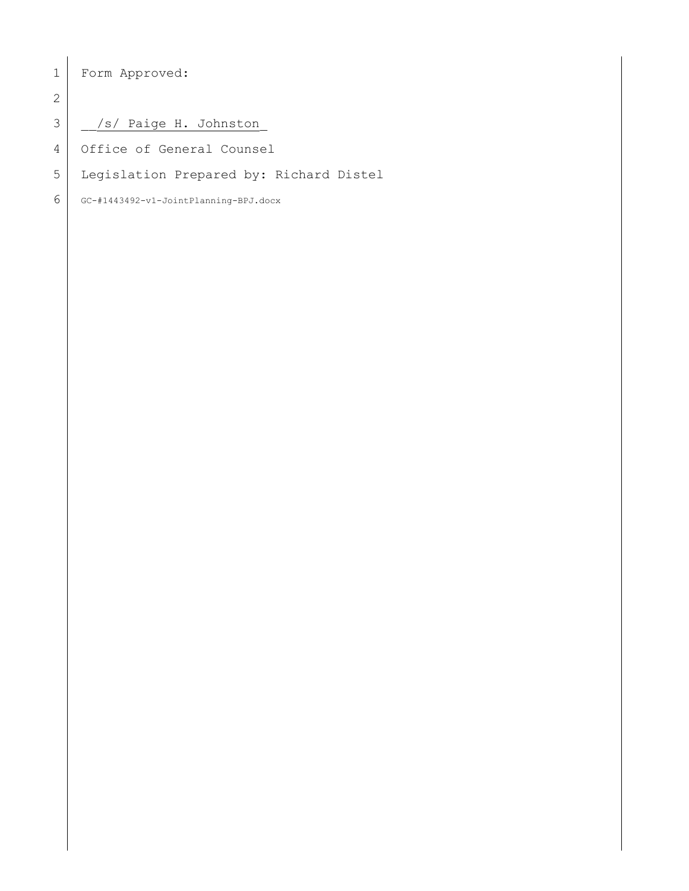Form Approved:

__/s/ Paige H. Johnston_

Office of General Counsel

Legislation Prepared by: Richard Distel

GC-#1443492-v1-JointPlanning-BPJ.docx